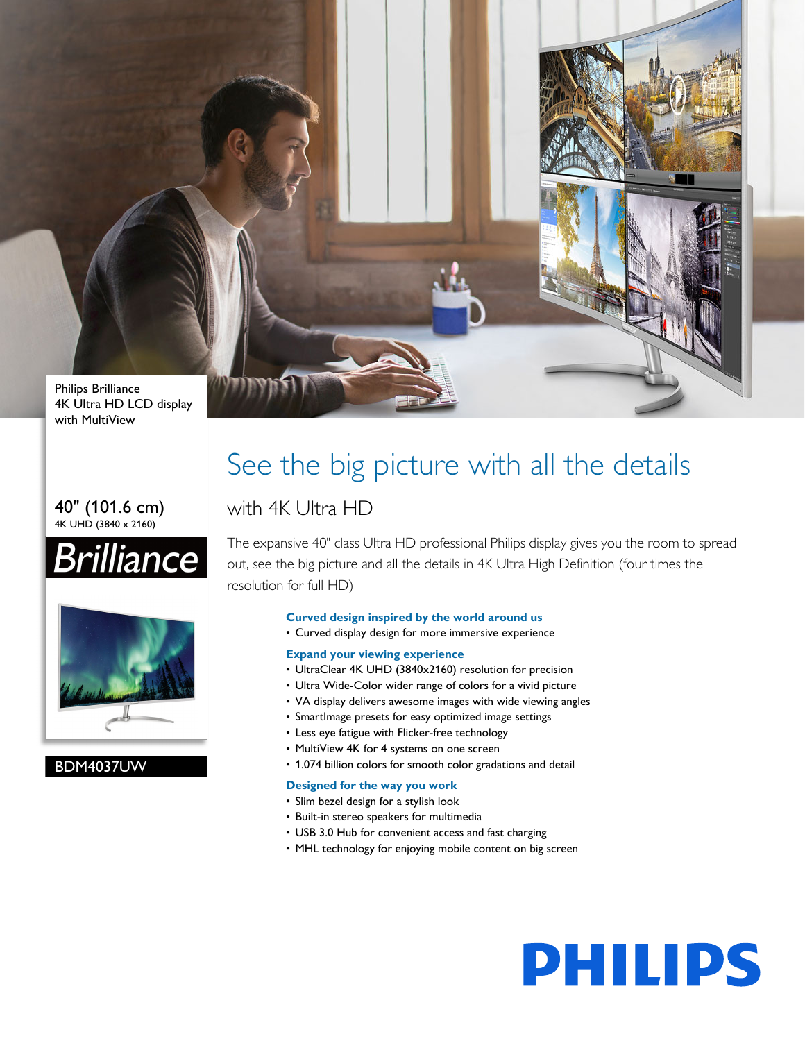Philips Brilliance
4K Ultra HD LCD display
with MultiView

40" (101.6 cm)
4K UHD (3840 x 2160)

Brilliance

BDM4037UW

# See the big picture with all the details

## with 4K Ultra HD

The expansive 40" class Ultra HD professional Philips display gives you the room to spread out, see the big picture and all the details in 4K Ultra High Definition (four times the resolution for full HD)

### Curved design inspired by the world around us

- Curved display design for more immersive experience

### Expand your viewing experience

- UltraClear 4K UHD (3840x2160) resolution for precision
- Ultra Wide-Color wider range of colors for a vivid picture
- VA display delivers awesome images with wide viewing angles
- SmartImage presets for easy optimized image settings
- Less eye fatigue with Flicker-free technology
- MultiView 4K for 4 systems on one screen
- 1.074 billion colors for smooth color gradations and detail

### Designed for the way you work

- Slim bezel design for a stylish look
- Built-in stereo speakers for multimedia
- USB 3.0 Hub for convenient access and fast charging
- MHL technology for enjoying mobile content on big screen

PHILIPS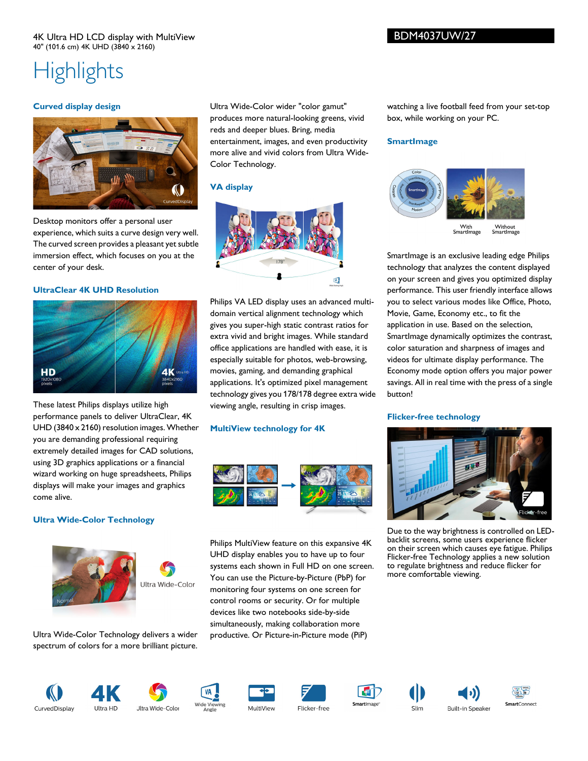4K Ultra HD LCD display with MultiView
40" (101.6 cm) 4K UHD (3840 x 2160)

BDM4037UW/27

# Highlights

## Curved display design

Desktop monitors offer a personal user experience, which suits a curve design very well. The curved screen provides a pleasant yet subtle immersion effect, which focuses on you at the center of your desk.

## UltraClear 4K UHD Resolution

These latest Philips displays utilize high performance panels to deliver UltraClear, 4K UHD (3840 x 2160) resolution images. Whether you are demanding professional requiring extremely detailed images for CAD solutions, using 3D graphics applications or a financial wizard working on huge spreadsheets, Philips displays will make your images and graphics come alive.

## Ultra Wide-Color Technology

Ultra Wide-Color Technology delivers a wider spectrum of colors for a more brilliant picture. Ultra Wide-Color wider "color gamut" produces more natural-looking greens, vivid reds and deeper blues. Bring, media entertainment, images, and even productivity more alive and vivid colors from Ultra Wide-Color Technology.

## VA display

Philips VA LED display uses an advanced multi-domain vertical alignment technology which gives you super-high static contrast ratios for extra vivid and bright images. While standard office applications are handled with ease, it is especially suitable for photos, web-browsing, movies, gaming, and demanding graphical applications. It's optimized pixel management technology gives you 178/178 degree extra wide viewing angle, resulting in crisp images.

## MultiView technology for 4K

Philips MultiView feature on this expansive 4K UHD display enables you to have up to four systems each shown in Full HD on one screen. You can use the Picture-by-Picture (PbP) for monitoring four systems on one screen for control rooms or security. Or for multiple devices like two notebooks side-by-side simultaneously, making collaboration more productive. Or Picture-in-Picture mode (PiP) watching a live football feed from your set-top box, while working on your PC.

## SmartImage

SmartImage is an exclusive leading edge Philips technology that analyzes the content displayed on your screen and gives you optimized display performance. This user friendly interface allows you to select various modes like Office, Photo, Movie, Game, Economy etc., to fit the application in use. Based on the selection, SmartImage dynamically optimizes the contrast, color saturation and sharpness of images and videos for ultimate display performance. The Economy mode option offers you major power savings. All in real time with the press of a single button!

## Flicker-free technology

Due to the way brightness is controlled on LED-backlit screens, some users experience flicker on their screen which causes eye fatigue. Philips Flicker-free Technology applies a new solution to regulate brightness and reduce flicker for more comfortable viewing.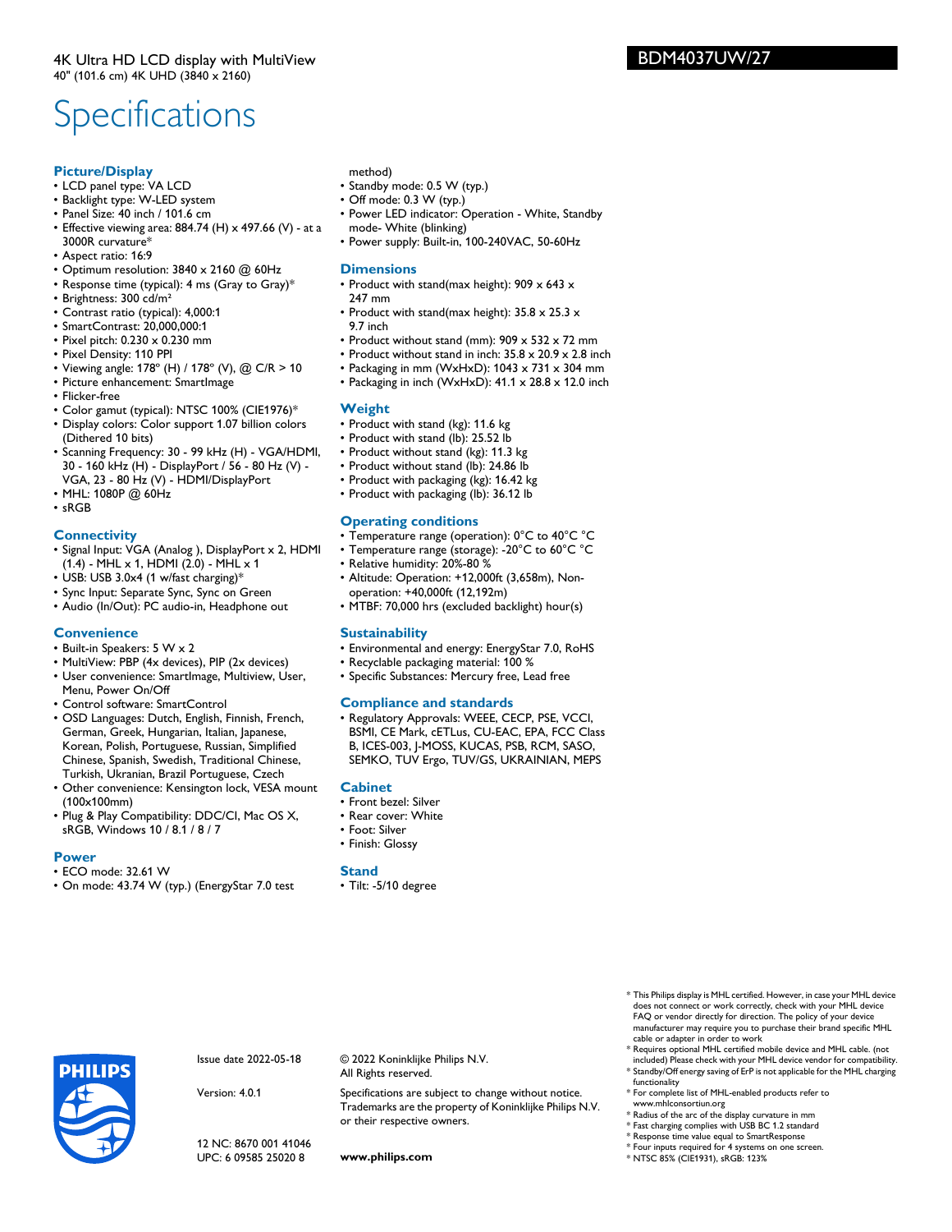4K Ultra HD LCD display with MultiView
40" (101.6 cm) 4K UHD (3840 x 2160)

BDM4037UW/27

# Specifications

## Picture/Display

- LCD panel type: VA LCD
- Backlight type: W-LED system
- Panel Size: 40 inch / 101.6 cm
- Effective viewing area: 884.74 (H) x 497.66 (V) - at a 3000R curvature*
- Aspect ratio: 16:9
- Optimum resolution: 3840 x 2160 @ 60Hz
- Response time (typical): 4 ms (Gray to Gray)*
- Brightness: 300 cd/m²
- Contrast ratio (typical): 4,000:1
- SmartContrast: 20,000,000:1
- Pixel pitch: 0.230 x 0.230 mm
- Pixel Density: 110 PPI
- Viewing angle: 178º (H) / 178º (V), @ C/R > 10
- Picture enhancement: SmartImage
- Flicker-free
- Color gamut (typical): NTSC 100% (CIE1976)*
- Display colors: Color support 1.07 billion colors (Dithered 10 bits)
- Scanning Frequency: 30 - 99 kHz (H) - VGA/HDMI, 30 - 160 kHz (H) - DisplayPort / 56 - 80 Hz (V) - VGA, 23 - 80 Hz (V) - HDMI/DisplayPort
- MHL: 1080P @ 60Hz
- sRGB

## Connectivity

- Signal Input: VGA (Analog ), DisplayPort x 2, HDMI (1.4) - MHL x 1, HDMI (2.0) - MHL x 1
- USB: USB 3.0x4 (1 w/fast charging)*
- Sync Input: Separate Sync, Sync on Green
- Audio (In/Out): PC audio-in, Headphone out

## Convenience

- Built-in Speakers: 5 W x 2
- MultiView: PBP (4x devices), PIP (2x devices)
- User convenience: SmartImage, Multiview, User, Menu, Power On/Off
- Control software: SmartControl
- OSD Languages: Dutch, English, Finnish, French, German, Greek, Hungarian, Italian, Japanese, Korean, Polish, Portuguese, Russian, Simplified Chinese, Spanish, Swedish, Traditional Chinese, Turkish, Ukranian, Brazil Portuguese, Czech
- Other convenience: Kensington lock, VESA mount (100x100mm)
- Plug & Play Compatibility: DDC/CI, Mac OS X, sRGB, Windows 10 / 8.1 / 8 / 7

## Power

- ECO mode: 32.61 W
- On mode: 43.74 W (typ.) (EnergyStar 7.0 test method)
- Standby mode: 0.5 W (typ.)
- Off mode: 0.3 W (typ.)
- Power LED indicator: Operation - White, Standby mode- White (blinking)
- Power supply: Built-in, 100-240VAC, 50-60Hz

## Dimensions

- Product with stand(max height): 909 x 643 x 247 mm
- Product with stand(max height): 35.8 x 25.3 x 9.7 inch
- Product without stand (mm): 909 x 532 x 72 mm
- Product without stand in inch: 35.8 x 20.9 x 2.8 inch
- Packaging in mm (WxHxD): 1043 x 731 x 304 mm
- Packaging in inch (WxHxD): 41.1 x 28.8 x 12.0 inch

## Weight

- Product with stand (kg): 11.6 kg
- Product with stand (lb): 25.52 lb
- Product without stand (kg): 11.3 kg
- Product without stand (lb): 24.86 lb
- Product with packaging (kg): 16.42 kg
- Product with packaging (lb): 36.12 lb

## Operating conditions

- Temperature range (operation): 0°C to 40°C °C
- Temperature range (storage): -20°C to 60°C °C
- Relative humidity: 20%-80 %
- Altitude: Operation: +12,000ft (3,658m), Non-operation: +40,000ft (12,192m)
- MTBF: 70,000 hrs (excluded backlight) hour(s)

## Sustainability

- Environmental and energy: EnergyStar 7.0, RoHS
- Recyclable packaging material: 100 %
- Specific Substances: Mercury free, Lead free

## Compliance and standards

- Regulatory Approvals: WEEE, CECP, PSE, VCCI, BSMI, CE Mark, cETLus, CU-EAC, EPA, FCC Class B, ICES-003, J-MOSS, KUCAS, PSB, RCM, SASO, SEMKO, TUV Ergo, TUV/GS, UKRAINIAN, MEPS

## Cabinet

- Front bezel: Silver
- Rear cover: White
- Foot: Silver
- Finish: Glossy

## Stand

- Tilt: -5/10 degree

Issue date 2022-05-18

Version: 4.0.1

12 NC: 8670 001 41046
UPC: 6 09585 25020 8

© 2022 Koninklijke Philips N.V.
All Rights reserved.

Specifications are subject to change without notice. Trademarks are the property of Koninklijke Philips N.V. or their respective owners.

www.philips.com

* This Philips display is MHL certified. However, in case your MHL device does not connect or work correctly, check with your MHL device FAQ or vendor directly for direction. The policy of your device manufacturer may require you to purchase their brand specific MHL cable or adapter in order to work
* Requires optional MHL certified mobile device and MHL cable. (not included) Please check with your MHL device vendor for compatibility.
* Standby/Off energy saving of ErP is not applicable for the MHL charging functionality
* For complete list of MHL-enabled products refer to www.mhlconsortiun.org
* Radius of the arc of the display curvature in mm
* Fast charging complies with USB BC 1.2 standard
* Response time value equal to SmartResponse
* Four inputs required for 4 systems on one screen.
* NTSC 85% (CIE1931), sRGB: 123%